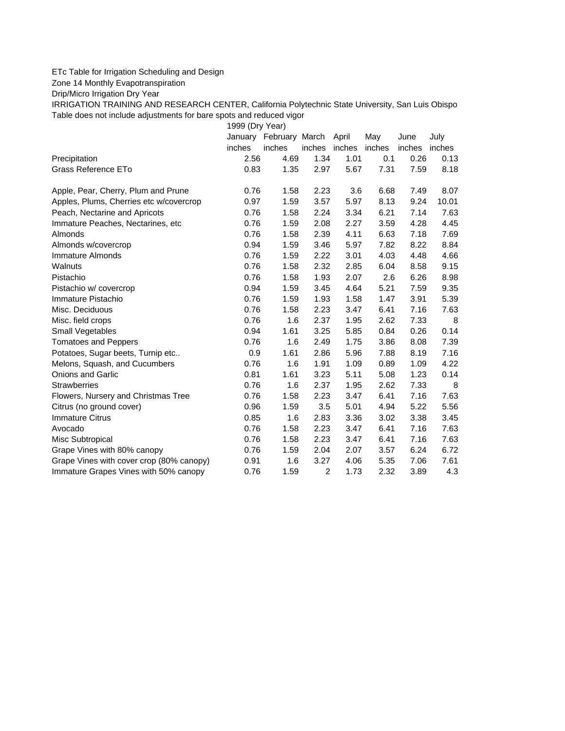ETc Table for Irrigation Scheduling and Design

Zone 14 Monthly Evapotranspiration

Drip/Micro Irrigation Dry Year

IRRIGATION TRAINING AND RESEARCH CENTER, California Polytechnic State University, San Luis Obispo

Table does not include adjustments for bare spots and reduced vigor

| | 1999 (Dry Year) | | | | | | |
|---|---|---|---|---|---|---|---|
| | January | February | March | April | May | June | July |
| | inches | inches | inches | inches | inches | inches | inches |
| Precipitation | 2.56 | 4.69 | 1.34 | 1.01 | 0.1 | 0.26 | 0.13 |
| Grass Reference ETo | 0.83 | 1.35 | 2.97 | 5.67 | 7.31 | 7.59 | 8.18 |
| | | | | | | | |
| Apple, Pear, Cherry, Plum and Prune | 0.76 | 1.58 | 2.23 | 3.6 | 6.68 | 7.49 | 8.07 |
| Apples, Plums, Cherries etc w/covercrop | 0.97 | 1.59 | 3.57 | 5.97 | 8.13 | 9.24 | 10.01 |
| Peach, Nectarine and Apricots | 0.76 | 1.58 | 2.24 | 3.34 | 6.21 | 7.14 | 7.63 |
| Immature Peaches, Nectarines, etc | 0.76 | 1.59 | 2.08 | 2.27 | 3.59 | 4.28 | 4.45 |
| Almonds | 0.76 | 1.58 | 2.39 | 4.11 | 6.63 | 7.18 | 7.69 |
| Almonds w/covercrop | 0.94 | 1.59 | 3.46 | 5.97 | 7.82 | 8.22 | 8.84 |
| Immature Almonds | 0.76 | 1.59 | 2.22 | 3.01 | 4.03 | 4.48 | 4.66 |
| Walnuts | 0.76 | 1.58 | 2.32 | 2.85 | 6.04 | 8.58 | 9.15 |
| Pistachio | 0.76 | 1.58 | 1.93 | 2.07 | 2.6 | 6.26 | 8.98 |
| Pistachio w/ covercrop | 0.94 | 1.59 | 3.45 | 4.64 | 5.21 | 7.59 | 9.35 |
| Immature Pistachio | 0.76 | 1.59 | 1.93 | 1.58 | 1.47 | 3.91 | 5.39 |
| Misc. Deciduous | 0.76 | 1.58 | 2.23 | 3.47 | 6.41 | 7.16 | 7.63 |
| Misc. field crops | 0.76 | 1.6 | 2.37 | 1.95 | 2.62 | 7.33 | 8 |
| Small Vegetables | 0.94 | 1.61 | 3.25 | 5.85 | 0.84 | 0.26 | 0.14 |
| Tomatoes and Peppers | 0.76 | 1.6 | 2.49 | 1.75 | 3.86 | 8.08 | 7.39 |
| Potatoes, Sugar beets, Turnip etc.. | 0.9 | 1.61 | 2.86 | 5.96 | 7.88 | 8.19 | 7.16 |
| Melons, Squash, and Cucumbers | 0.76 | 1.6 | 1.91 | 1.09 | 0.89 | 1.09 | 4.22 |
| Onions and Garlic | 0.81 | 1.61 | 3.23 | 5.11 | 5.08 | 1.23 | 0.14 |
| Strawberries | 0.76 | 1.6 | 2.37 | 1.95 | 2.62 | 7.33 | 8 |
| Flowers, Nursery and Christmas Tree | 0.76 | 1.58 | 2.23 | 3.47 | 6.41 | 7.16 | 7.63 |
| Citrus (no ground cover) | 0.96 | 1.59 | 3.5 | 5.01 | 4.94 | 5.22 | 5.56 |
| Immature Citrus | 0.85 | 1.6 | 2.83 | 3.36 | 3.02 | 3.38 | 3.45 |
| Avocado | 0.76 | 1.58 | 2.23 | 3.47 | 6.41 | 7.16 | 7.63 |
| Misc Subtropical | 0.76 | 1.58 | 2.23 | 3.47 | 6.41 | 7.16 | 7.63 |
| Grape Vines with 80% canopy | 0.76 | 1.59 | 2.04 | 2.07 | 3.57 | 6.24 | 6.72 |
| Grape Vines with cover crop (80% canopy) | 0.91 | 1.6 | 3.27 | 4.06 | 5.35 | 7.06 | 7.61 |
| Immature Grapes Vines with 50% canopy | 0.76 | 1.59 | 2 | 1.73 | 2.32 | 3.89 | 4.3 |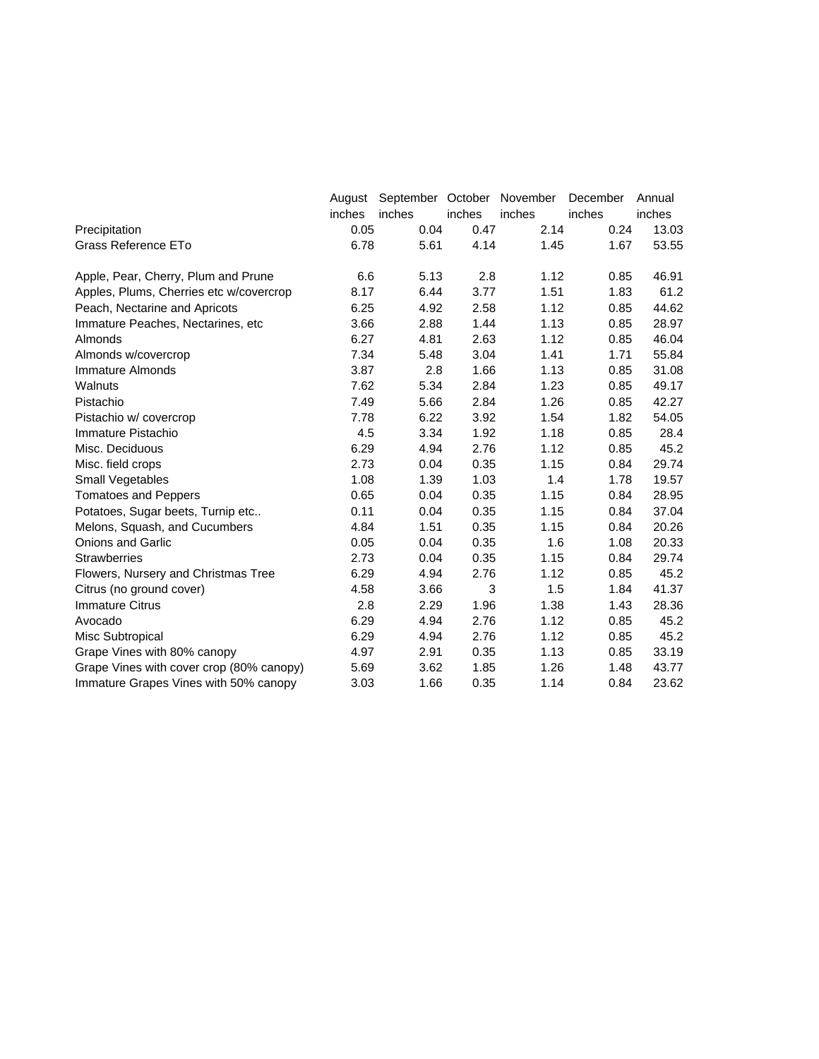| | August inches | September inches | October inches | November inches | December inches | Annual inches |
|---|---|---|---|---|---|---|
| Precipitation | 0.05 | 0.04 | 0.47 | 2.14 | 0.24 | 13.03 |
| Grass Reference ETo | 6.78 | 5.61 | 4.14 | 1.45 | 1.67 | 53.55 |
| | | | | | | |
| Apple, Pear, Cherry, Plum and Prune | 6.6 | 5.13 | 2.8 | 1.12 | 0.85 | 46.91 |
| Apples, Plums, Cherries etc w/covercrop | 8.17 | 6.44 | 3.77 | 1.51 | 1.83 | 61.2 |
| Peach, Nectarine and Apricots | 6.25 | 4.92 | 2.58 | 1.12 | 0.85 | 44.62 |
| Immature Peaches, Nectarines, etc | 3.66 | 2.88 | 1.44 | 1.13 | 0.85 | 28.97 |
| Almonds | 6.27 | 4.81 | 2.63 | 1.12 | 0.85 | 46.04 |
| Almonds w/covercrop | 7.34 | 5.48 | 3.04 | 1.41 | 1.71 | 55.84 |
| Immature Almonds | 3.87 | 2.8 | 1.66 | 1.13 | 0.85 | 31.08 |
| Walnuts | 7.62 | 5.34 | 2.84 | 1.23 | 0.85 | 49.17 |
| Pistachio | 7.49 | 5.66 | 2.84 | 1.26 | 0.85 | 42.27 |
| Pistachio w/ covercrop | 7.78 | 6.22 | 3.92 | 1.54 | 1.82 | 54.05 |
| Immature Pistachio | 4.5 | 3.34 | 1.92 | 1.18 | 0.85 | 28.4 |
| Misc. Deciduous | 6.29 | 4.94 | 2.76 | 1.12 | 0.85 | 45.2 |
| Misc. field crops | 2.73 | 0.04 | 0.35 | 1.15 | 0.84 | 29.74 |
| Small Vegetables | 1.08 | 1.39 | 1.03 | 1.4 | 1.78 | 19.57 |
| Tomatoes and Peppers | 0.65 | 0.04 | 0.35 | 1.15 | 0.84 | 28.95 |
| Potatoes, Sugar beets, Turnip etc.. | 0.11 | 0.04 | 0.35 | 1.15 | 0.84 | 37.04 |
| Melons, Squash, and Cucumbers | 4.84 | 1.51 | 0.35 | 1.15 | 0.84 | 20.26 |
| Onions and Garlic | 0.05 | 0.04 | 0.35 | 1.6 | 1.08 | 20.33 |
| Strawberries | 2.73 | 0.04 | 0.35 | 1.15 | 0.84 | 29.74 |
| Flowers, Nursery and Christmas Tree | 6.29 | 4.94 | 2.76 | 1.12 | 0.85 | 45.2 |
| Citrus (no ground cover) | 4.58 | 3.66 | 3 | 1.5 | 1.84 | 41.37 |
| Immature Citrus | 2.8 | 2.29 | 1.96 | 1.38 | 1.43 | 28.36 |
| Avocado | 6.29 | 4.94 | 2.76 | 1.12 | 0.85 | 45.2 |
| Misc Subtropical | 6.29 | 4.94 | 2.76 | 1.12 | 0.85 | 45.2 |
| Grape Vines with 80% canopy | 4.97 | 2.91 | 0.35 | 1.13 | 0.85 | 33.19 |
| Grape Vines with cover crop (80% canopy) | 5.69 | 3.62 | 1.85 | 1.26 | 1.48 | 43.77 |
| Immature Grapes Vines with 50% canopy | 3.03 | 1.66 | 0.35 | 1.14 | 0.84 | 23.62 |